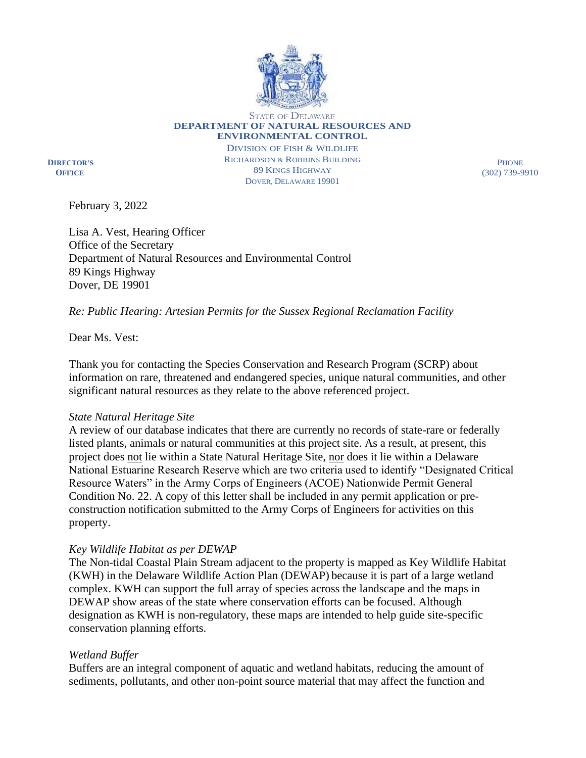STATE OF DELAWARE
**DEPARTMENT OF NATURAL RESOURCES AND ENVIRONMENTAL CONTROL**
DIVISION OF FISH & WILDLIFE
RICHARDSON & ROBBINS BUILDING
89 KINGS HIGHWAY
DOVER, DELAWARE 19901

**DIRECTOR'S OFFICE**

PHONE
(302) 739-9910

February 3, 2022

Lisa A. Vest, Hearing Officer
Office of the Secretary
Department of Natural Resources and Environmental Control
89 Kings Highway
Dover, DE 19901

*Re: Public Hearing: Artesian Permits for the Sussex Regional Reclamation Facility*

Dear Ms. Vest:

Thank you for contacting the Species Conservation and Research Program (SCRP) about information on rare, threatened and endangered species, unique natural communities, and other significant natural resources as they relate to the above referenced project.

*State Natural Heritage Site*

A review of our database indicates that there are currently no records of state-rare or federally listed plants, animals or natural communities at this project site. As a result, at present, this project does <u>not</u> lie within a State Natural Heritage Site, <u>nor</u> does it lie within a Delaware National Estuarine Research Reserve which are two criteria used to identify "Designated Critical Resource Waters" in the Army Corps of Engineers (ACOE) Nationwide Permit General Condition No. 22. A copy of this letter shall be included in any permit application or pre-construction notification submitted to the Army Corps of Engineers for activities on this property.

*Key Wildlife Habitat as per DEWAP*

The Non-tidal Coastal Plain Stream adjacent to the property is mapped as Key Wildlife Habitat (KWH) in the Delaware Wildlife Action Plan (DEWAP) because it is part of a large wetland complex. KWH can support the full array of species across the landscape and the maps in DEWAP show areas of the state where conservation efforts can be focused. Although designation as KWH is non-regulatory, these maps are intended to help guide site-specific conservation planning efforts.

*Wetland Buffer*

Buffers are an integral component of aquatic and wetland habitats, reducing the amount of sediments, pollutants, and other non-point source material that may affect the function and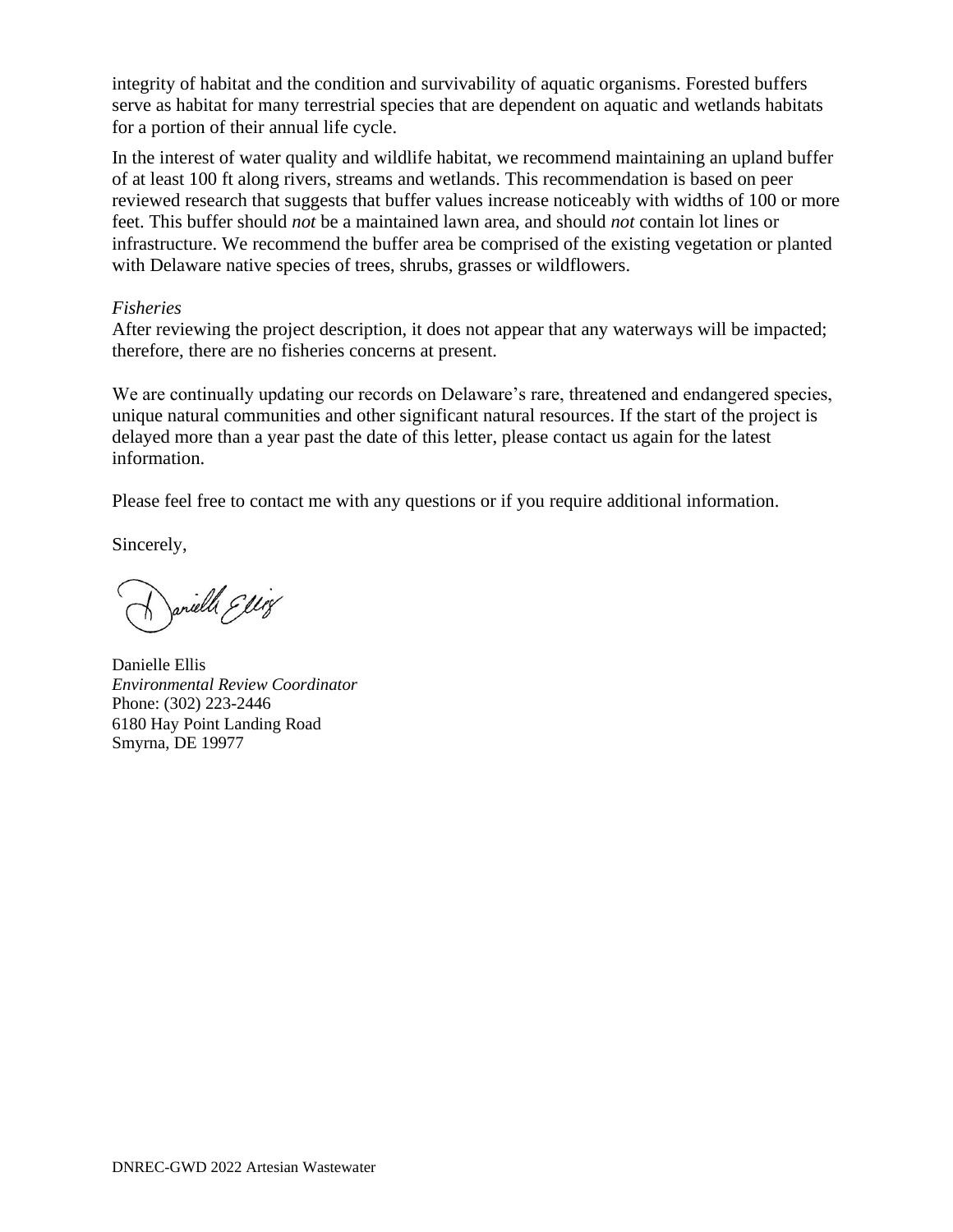integrity of habitat and the condition and survivability of aquatic organisms. Forested buffers serve as habitat for many terrestrial species that are dependent on aquatic and wetlands habitats for a portion of their annual life cycle.

In the interest of water quality and wildlife habitat, we recommend maintaining an upland buffer of at least 100 ft along rivers, streams and wetlands. This recommendation is based on peer reviewed research that suggests that buffer values increase noticeably with widths of 100 or more feet. This buffer should *not* be a maintained lawn area, and should *not* contain lot lines or infrastructure. We recommend the buffer area be comprised of the existing vegetation or planted with Delaware native species of trees, shrubs, grasses or wildflowers.

*Fisheries*
After reviewing the project description, it does not appear that any waterways will be impacted; therefore, there are no fisheries concerns at present.

We are continually updating our records on Delaware's rare, threatened and endangered species, unique natural communities and other significant natural resources. If the start of the project is delayed more than a year past the date of this letter, please contact us again for the latest information.

Please feel free to contact me with any questions or if you require additional information.

Sincerely,

Danielle Ellis

Danielle Ellis
*Environmental Review Coordinator*
Phone: (302) 223-2446
6180 Hay Point Landing Road
Smyrna, DE 19977

DNREC-GWD 2022 Artesian Wastewater